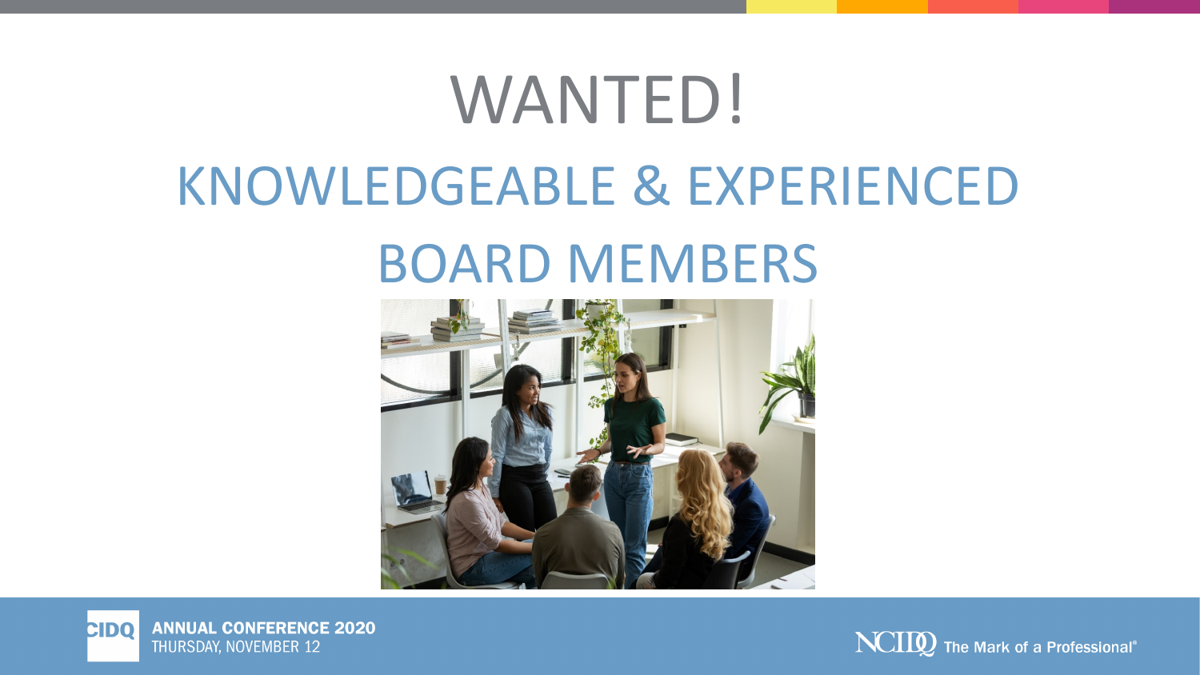# WANTED!

## KNOWLEDGEABLE & EXPERIENCED BOARD MEMBERS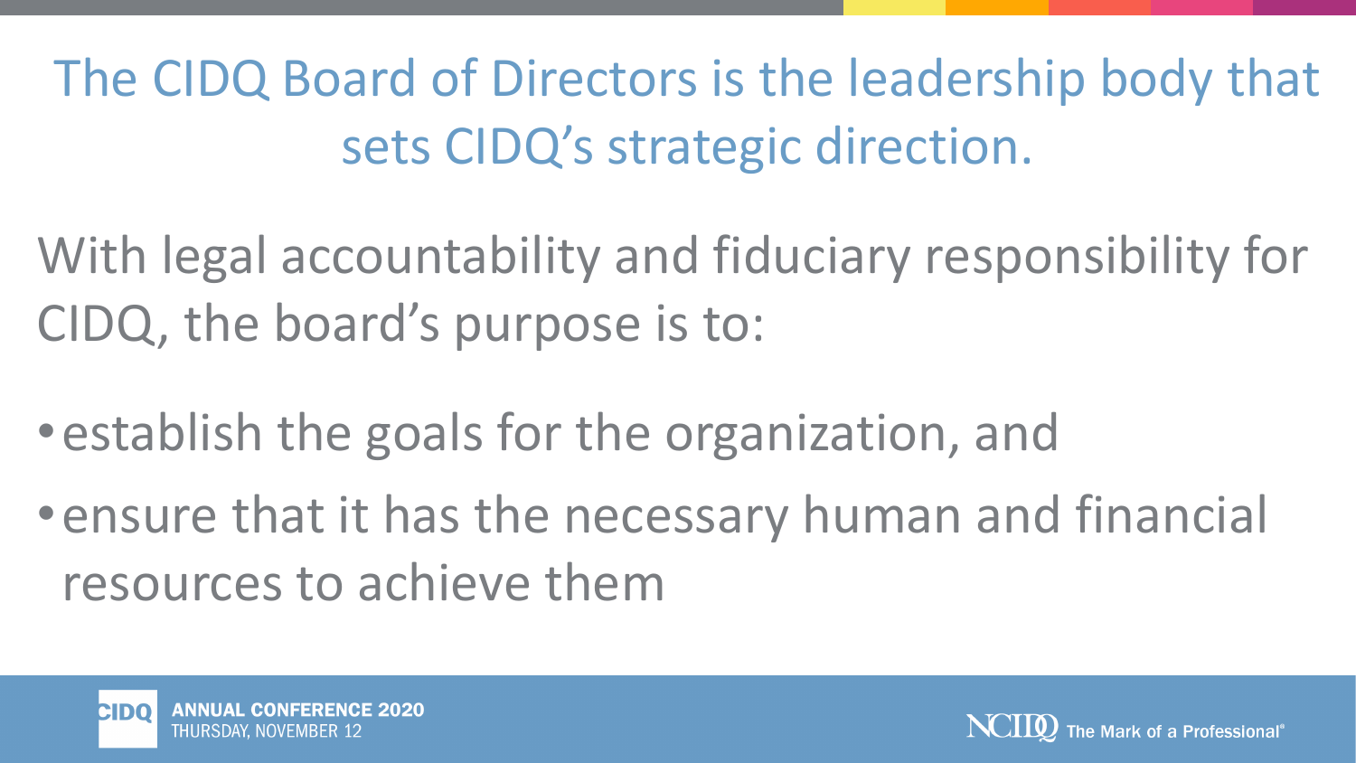## The CIDQ Board of Directors is the leadership body that sets CIDQ's strategic direction.

With legal accountability and fiduciary responsibility for CIDQ, the board's purpose is to:

- establish the goals for the organization, and
- ensure that it has the necessary human and financial resources to achieve them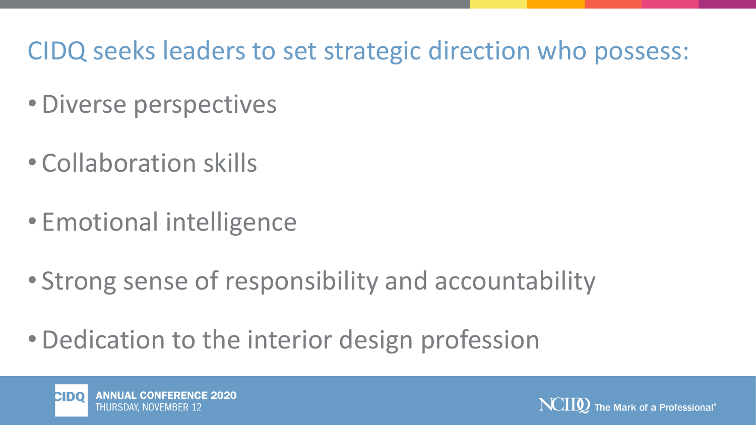# CIDQ seeks leaders to set strategic direction who possess:

- Diverse perspectives
- Collaboration skills
- Emotional intelligence
- Strong sense of responsibility and accountability
- Dedication to the interior design profession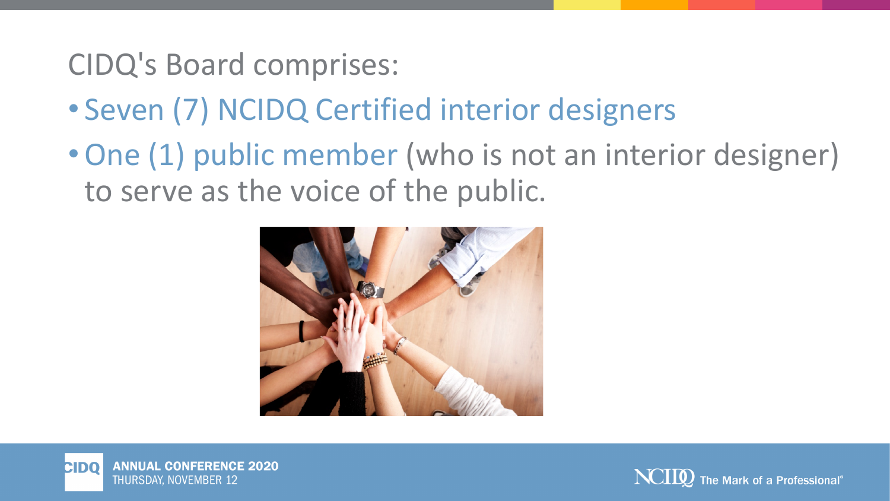CIDQ's Board comprises:

- Seven (7) NCIDQ Certified interior designers
- One (1) public member (who is not an interior designer) to serve as the voice of the public.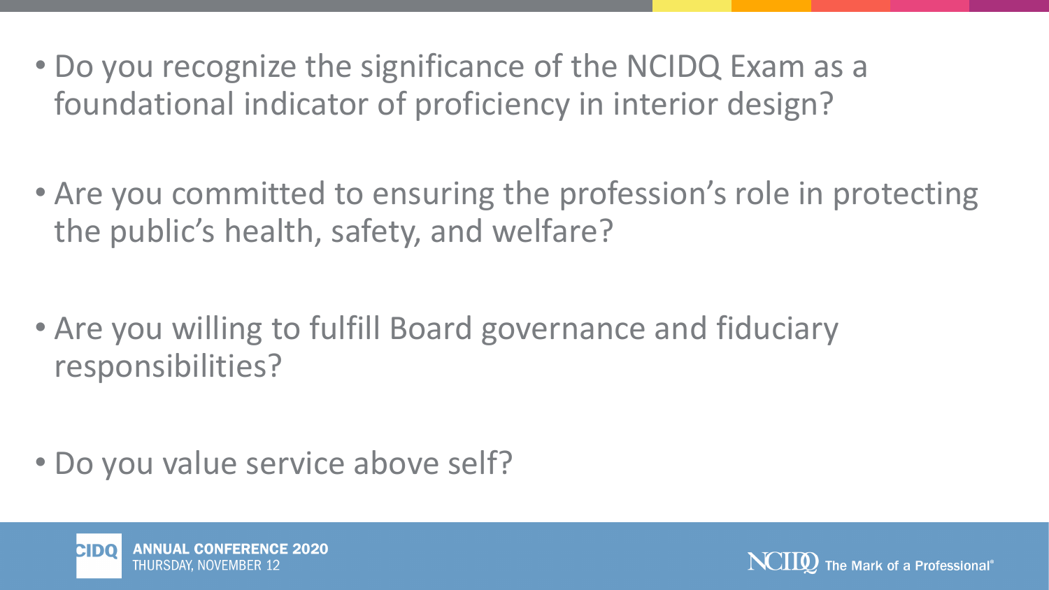- Do you recognize the significance of the NCIDQ Exam as a foundational indicator of proficiency in interior design?

- Are you committed to ensuring the profession's role in protecting the public's health, safety, and welfare?

- Are you willing to fulfill Board governance and fiduciary responsibilities?

- Do you value service above self?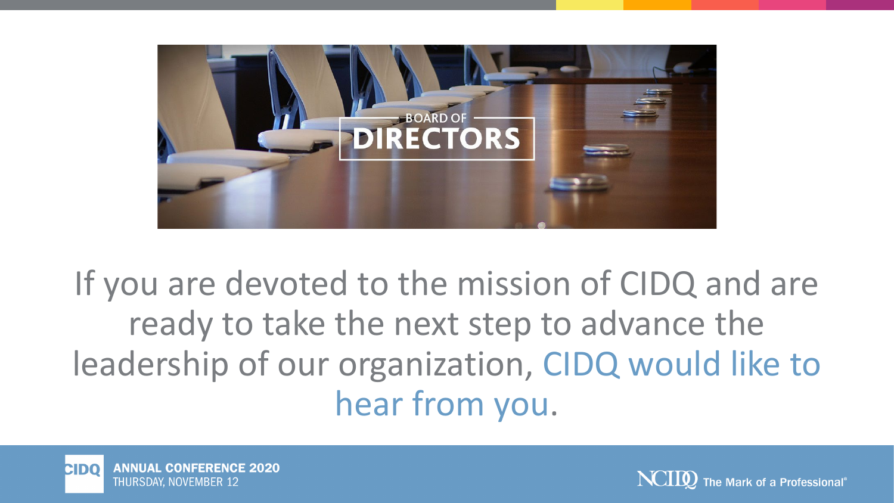BOARD OF DIRECTORS

If you are devoted to the mission of CIDQ and are ready to take the next step to advance the leadership of our organization, CIDQ would like to hear from you.